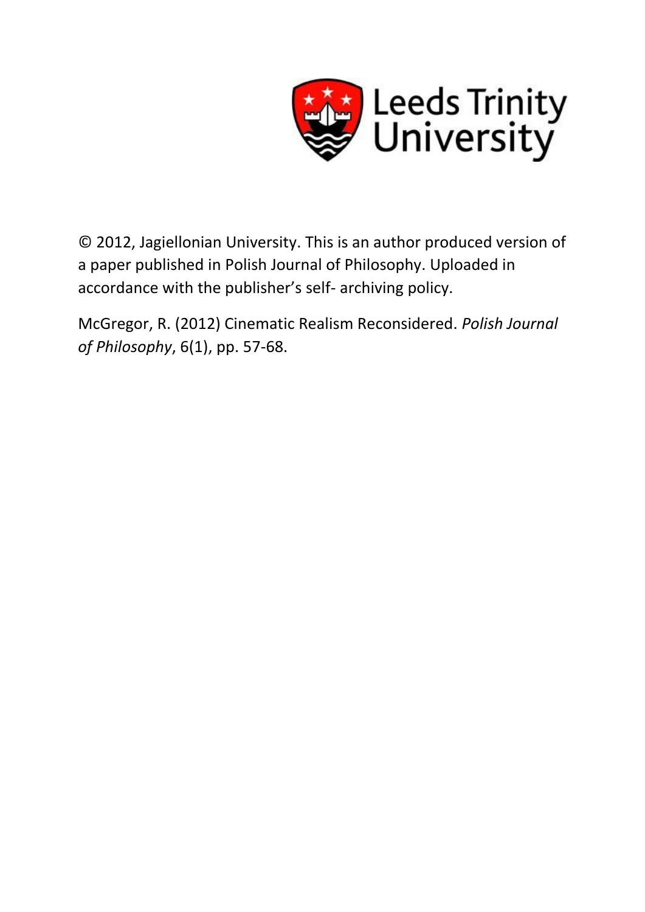Leeds Trinity University

© 2012, Jagiellonian University. This is an author produced version of a paper published in Polish Journal of Philosophy. Uploaded in accordance with the publisher's self- archiving policy.

McGregor, R. (2012) Cinematic Realism Reconsidered. *Polish Journal of Philosophy*, 6(1), pp. 57-68.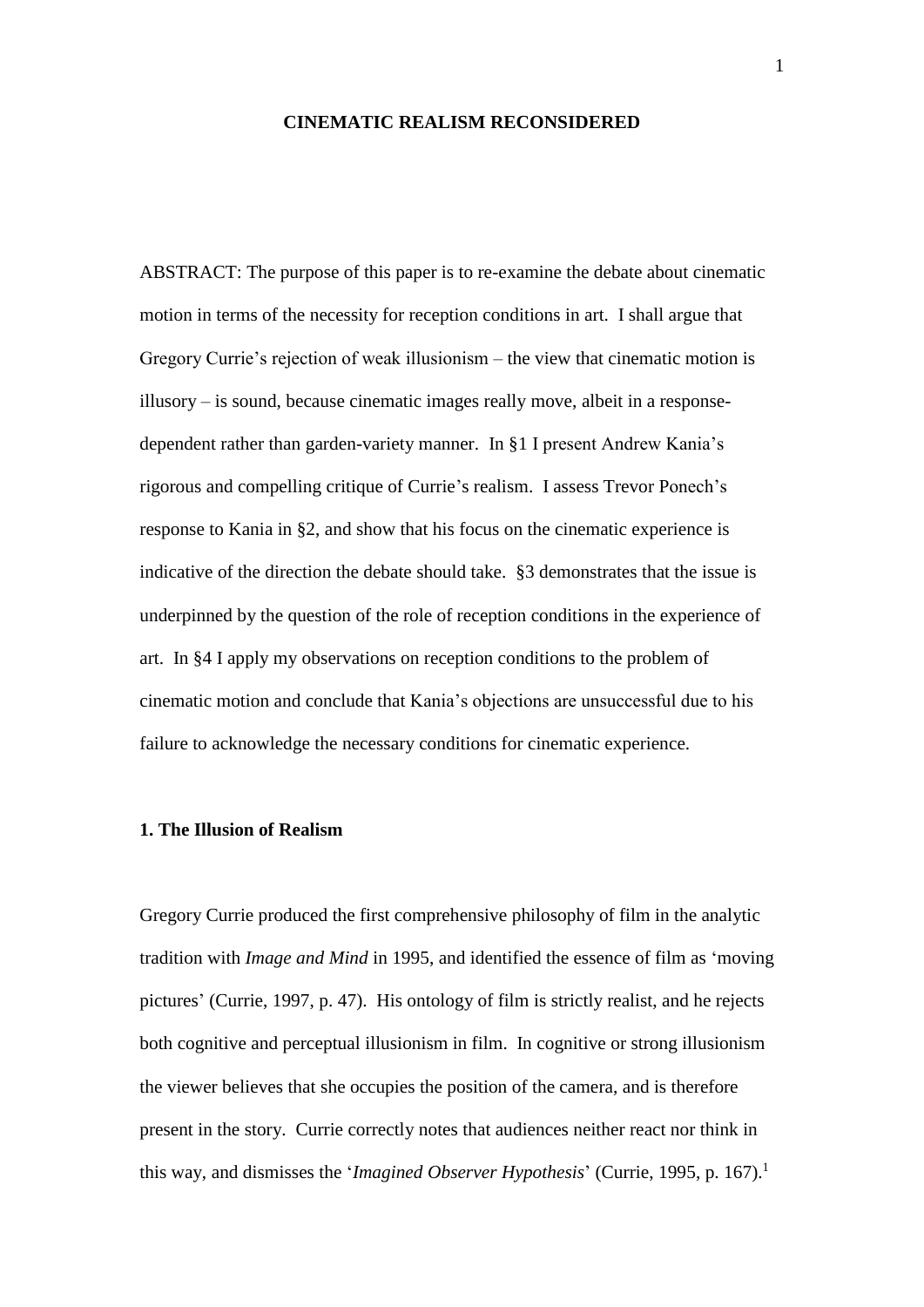# CINEMATIC REALISM RECONSIDERED

ABSTRACT: The purpose of this paper is to re-examine the debate about cinematic motion in terms of the necessity for reception conditions in art. I shall argue that Gregory Currie's rejection of weak illusionism – the view that cinematic motion is illusory – is sound, because cinematic images really move, albeit in a response-dependent rather than garden-variety manner. In §1 I present Andrew Kania's rigorous and compelling critique of Currie's realism. I assess Trevor Ponech's response to Kania in §2, and show that his focus on the cinematic experience is indicative of the direction the debate should take. §3 demonstrates that the issue is underpinned by the question of the role of reception conditions in the experience of art. In §4 I apply my observations on reception conditions to the problem of cinematic motion and conclude that Kania's objections are unsuccessful due to his failure to acknowledge the necessary conditions for cinematic experience.

## 1. The Illusion of Realism

Gregory Currie produced the first comprehensive philosophy of film in the analytic tradition with *Image and Mind* in 1995, and identified the essence of film as 'moving pictures' (Currie, 1997, p. 47). His ontology of film is strictly realist, and he rejects both cognitive and perceptual illusionism in film. In cognitive or strong illusionism the viewer believes that she occupies the position of the camera, and is therefore present in the story. Currie correctly notes that audiences neither react nor think in this way, and dismisses the '*Imagined Observer Hypothesis*' (Currie, 1995, p. 167).[1]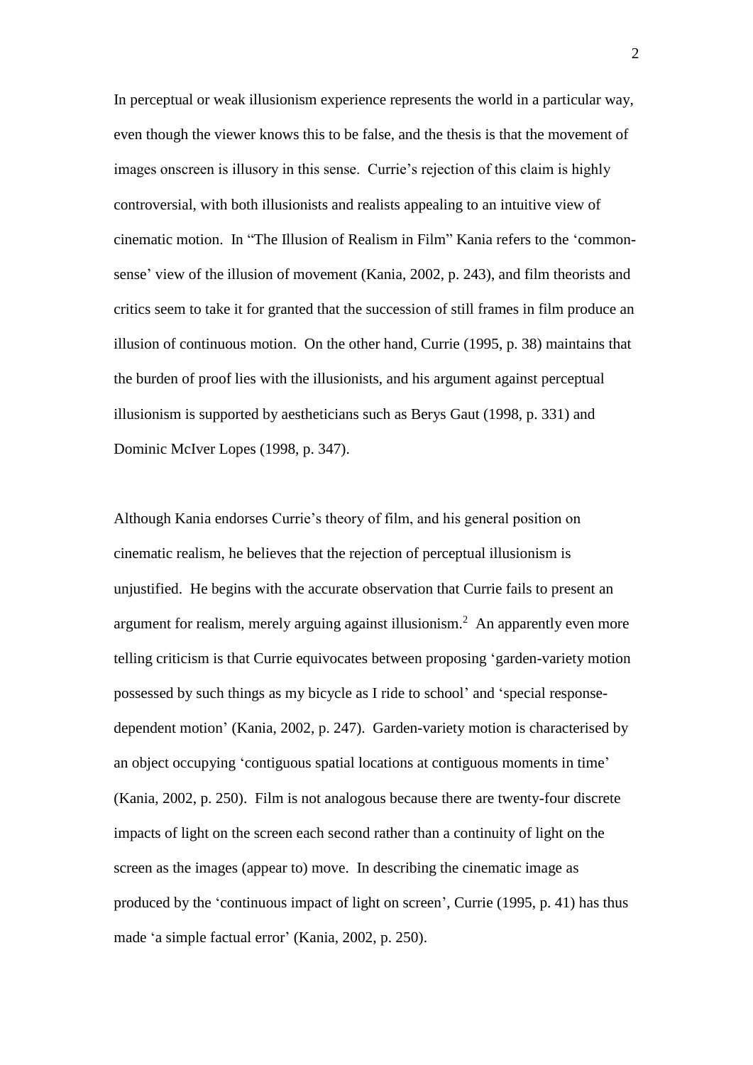In perceptual or weak illusionism experience represents the world in a particular way, even though the viewer knows this to be false, and the thesis is that the movement of images onscreen is illusory in this sense. Currie's rejection of this claim is highly controversial, with both illusionists and realists appealing to an intuitive view of cinematic motion. In "The Illusion of Realism in Film" Kania refers to the 'common-sense' view of the illusion of movement (Kania, 2002, p. 243), and film theorists and critics seem to take it for granted that the succession of still frames in film produce an illusion of continuous motion. On the other hand, Currie (1995, p. 38) maintains that the burden of proof lies with the illusionists, and his argument against perceptual illusionism is supported by aestheticians such as Berys Gaut (1998, p. 331) and Dominic McIver Lopes (1998, p. 347).

Although Kania endorses Currie's theory of film, and his general position on cinematic realism, he believes that the rejection of perceptual illusionism is unjustified. He begins with the accurate observation that Currie fails to present an argument for realism, merely arguing against illusionism.[2] An apparently even more telling criticism is that Currie equivocates between proposing 'garden-variety motion possessed by such things as my bicycle as I ride to school' and 'special response-dependent motion' (Kania, 2002, p. 247). Garden-variety motion is characterised by an object occupying 'contiguous spatial locations at contiguous moments in time' (Kania, 2002, p. 250). Film is not analogous because there are twenty-four discrete impacts of light on the screen each second rather than a continuity of light on the screen as the images (appear to) move. In describing the cinematic image as produced by the 'continuous impact of light on screen', Currie (1995, p. 41) has thus made 'a simple factual error' (Kania, 2002, p. 250).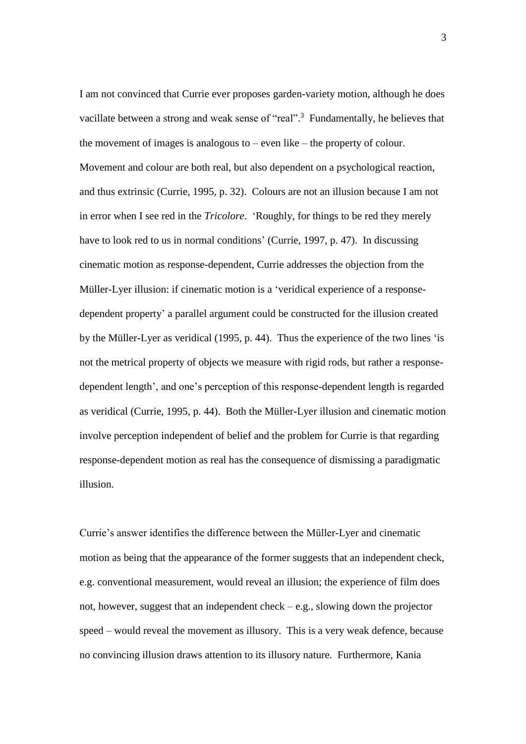I am not convinced that Currie ever proposes garden-variety motion, although he does vacillate between a strong and weak sense of "real".[3] Fundamentally, he believes that the movement of images is analogous to – even like – the property of colour. Movement and colour are both real, but also dependent on a psychological reaction, and thus extrinsic (Currie, 1995, p. 32). Colours are not an illusion because I am not in error when I see red in the *Tricolore*. 'Roughly, for things to be red they merely have to look red to us in normal conditions' (Currie, 1997, p. 47). In discussing cinematic motion as response-dependent, Currie addresses the objection from the Müller-Lyer illusion: if cinematic motion is a 'veridical experience of a response-dependent property' a parallel argument could be constructed for the illusion created by the Müller-Lyer as veridical (1995, p. 44). Thus the experience of the two lines 'is not the metrical property of objects we measure with rigid rods, but rather a response-dependent length', and one's perception of this response-dependent length is regarded as veridical (Currie, 1995, p. 44). Both the Müller-Lyer illusion and cinematic motion involve perception independent of belief and the problem for Currie is that regarding response-dependent motion as real has the consequence of dismissing a paradigmatic illusion.

Currie's answer identifies the difference between the Müller-Lyer and cinematic motion as being that the appearance of the former suggests that an independent check, e.g. conventional measurement, would reveal an illusion; the experience of film does not, however, suggest that an independent check – e.g., slowing down the projector speed – would reveal the movement as illusory. This is a very weak defence, because no convincing illusion draws attention to its illusory nature. Furthermore, Kania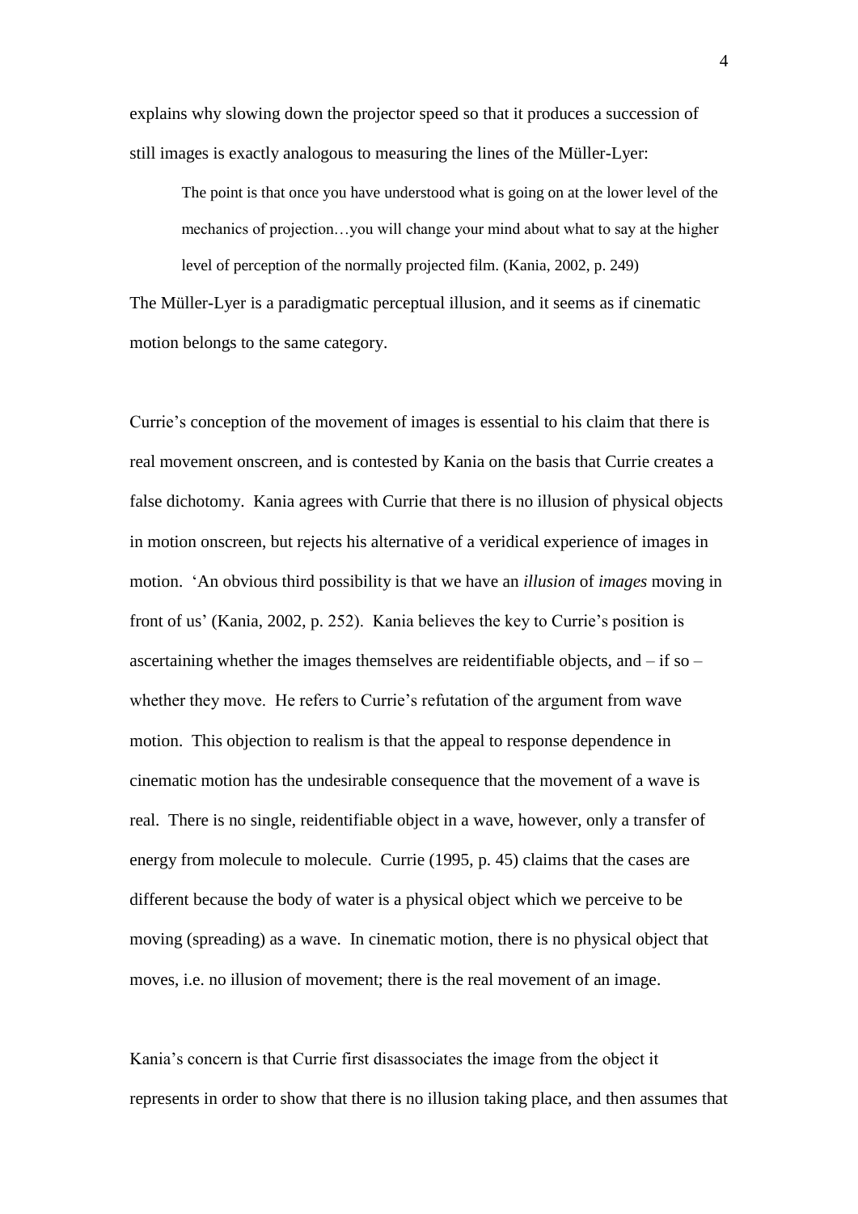explains why slowing down the projector speed so that it produces a succession of still images is exactly analogous to measuring the lines of the Müller-Lyer:

> The point is that once you have understood what is going on at the lower level of the mechanics of projection…you will change your mind about what to say at the higher level of perception of the normally projected film. (Kania, 2002, p. 249)

The Müller-Lyer is a paradigmatic perceptual illusion, and it seems as if cinematic motion belongs to the same category.

Currie's conception of the movement of images is essential to his claim that there is real movement onscreen, and is contested by Kania on the basis that Currie creates a false dichotomy. Kania agrees with Currie that there is no illusion of physical objects in motion onscreen, but rejects his alternative of a veridical experience of images in motion. 'An obvious third possibility is that we have an *illusion* of *images* moving in front of us' (Kania, 2002, p. 252). Kania believes the key to Currie's position is ascertaining whether the images themselves are reidentifiable objects, and – if so – whether they move. He refers to Currie's refutation of the argument from wave motion. This objection to realism is that the appeal to response dependence in cinematic motion has the undesirable consequence that the movement of a wave is real. There is no single, reidentifiable object in a wave, however, only a transfer of energy from molecule to molecule. Currie (1995, p. 45) claims that the cases are different because the body of water is a physical object which we perceive to be moving (spreading) as a wave. In cinematic motion, there is no physical object that moves, i.e. no illusion of movement; there is the real movement of an image.

Kania's concern is that Currie first disassociates the image from the object it represents in order to show that there is no illusion taking place, and then assumes that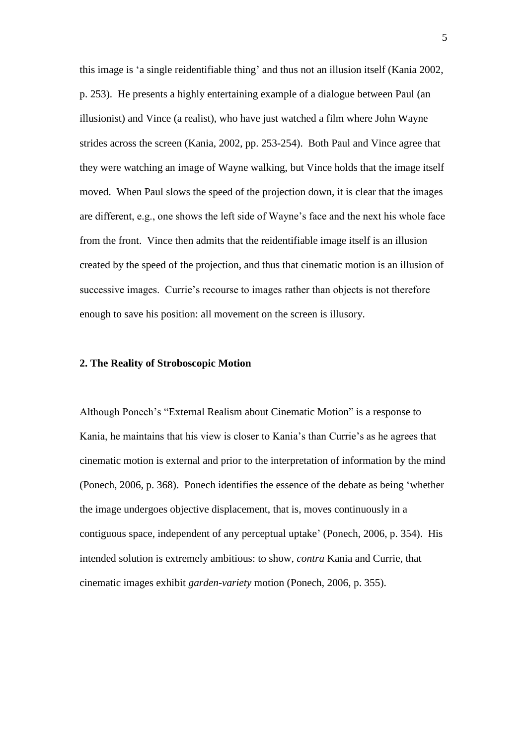this image is 'a single reidentifiable thing' and thus not an illusion itself (Kania 2002, p. 253). He presents a highly entertaining example of a dialogue between Paul (an illusionist) and Vince (a realist), who have just watched a film where John Wayne strides across the screen (Kania, 2002, pp. 253-254). Both Paul and Vince agree that they were watching an image of Wayne walking, but Vince holds that the image itself moved. When Paul slows the speed of the projection down, it is clear that the images are different, e.g., one shows the left side of Wayne's face and the next his whole face from the front. Vince then admits that the reidentifiable image itself is an illusion created by the speed of the projection, and thus that cinematic motion is an illusion of successive images. Currie's recourse to images rather than objects is not therefore enough to save his position: all movement on the screen is illusory.

## 2. The Reality of Stroboscopic Motion

Although Ponech's "External Realism about Cinematic Motion" is a response to Kania, he maintains that his view is closer to Kania's than Currie's as he agrees that cinematic motion is external and prior to the interpretation of information by the mind (Ponech, 2006, p. 368). Ponech identifies the essence of the debate as being 'whether the image undergoes objective displacement, that is, moves continuously in a contiguous space, independent of any perceptual uptake' (Ponech, 2006, p. 354). His intended solution is extremely ambitious: to show, *contra* Kania and Currie, that cinematic images exhibit *garden-variety* motion (Ponech, 2006, p. 355).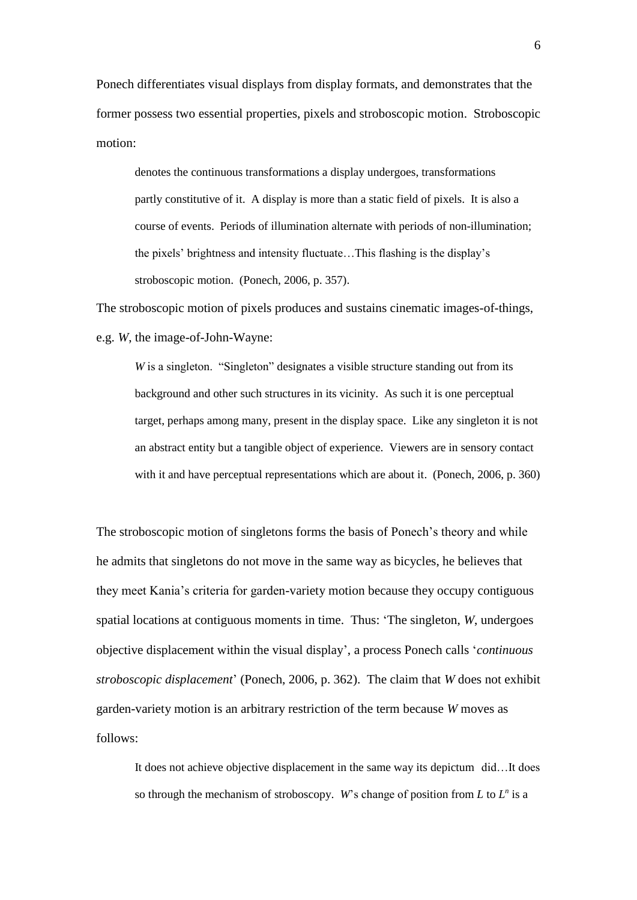Ponech differentiates visual displays from display formats, and demonstrates that the former possess two essential properties, pixels and stroboscopic motion. Stroboscopic motion:

> denotes the continuous transformations a display undergoes, transformations partly constitutive of it. A display is more than a static field of pixels. It is also a course of events. Periods of illumination alternate with periods of non-illumination; the pixels' brightness and intensity fluctuate…This flashing is the display's stroboscopic motion. (Ponech, 2006, p. 357).

The stroboscopic motion of pixels produces and sustains cinematic images-of-things, e.g. *W*, the image-of-John-Wayne:

> *W* is a singleton. "Singleton" designates a visible structure standing out from its background and other such structures in its vicinity. As such it is one perceptual target, perhaps among many, present in the display space. Like any singleton it is not an abstract entity but a tangible object of experience. Viewers are in sensory contact with it and have perceptual representations which are about it. (Ponech, 2006, p. 360)

The stroboscopic motion of singletons forms the basis of Ponech's theory and while he admits that singletons do not move in the same way as bicycles, he believes that they meet Kania's criteria for garden-variety motion because they occupy contiguous spatial locations at contiguous moments in time. Thus: 'The singleton, *W*, undergoes objective displacement within the visual display', a process Ponech calls '*continuous stroboscopic displacement*' (Ponech, 2006, p. 362). The claim that *W* does not exhibit garden-variety motion is an arbitrary restriction of the term because *W* moves as follows:

> It does not achieve objective displacement in the same way its depictum did…It does so through the mechanism of stroboscopy. *W*'s change of position from $L$ to $L^n$ is a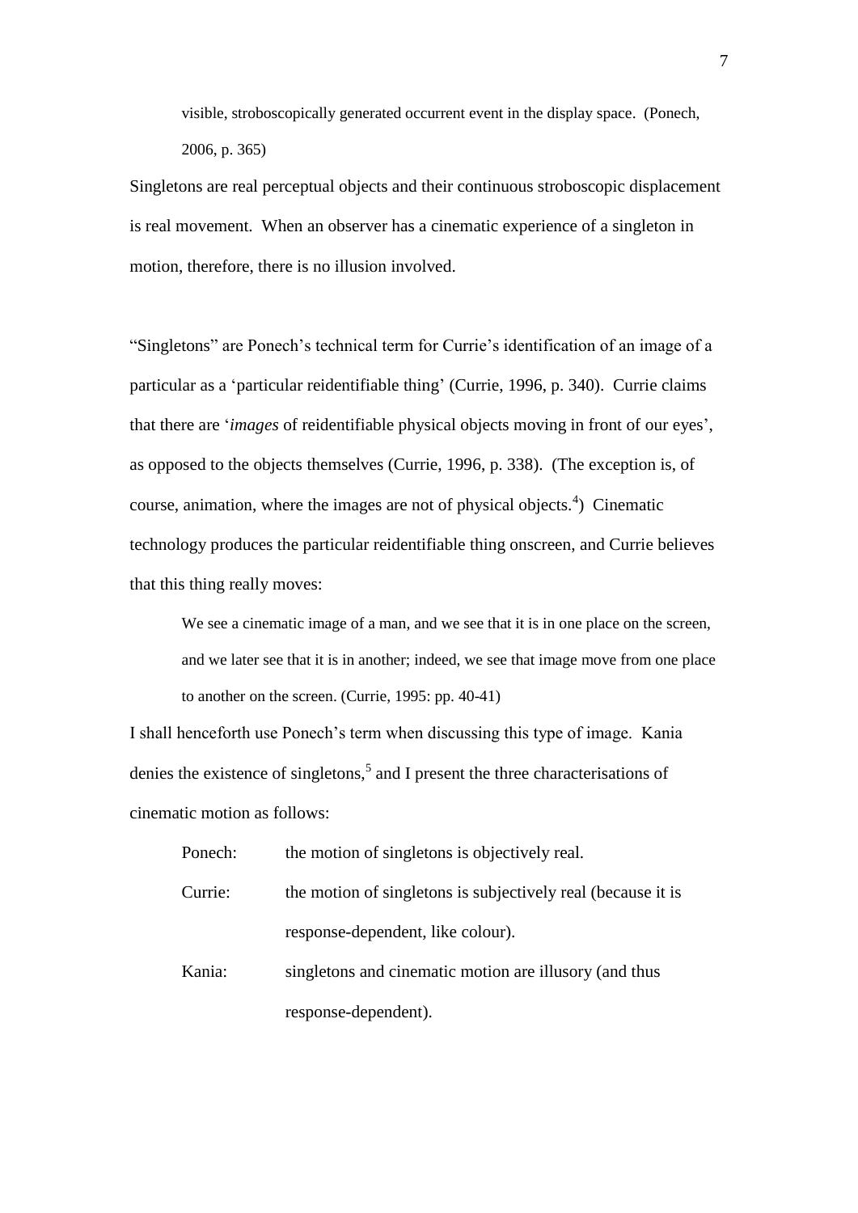> visible, stroboscopically generated occurrent event in the display space. (Ponech, 2006, p. 365)

Singletons are real perceptual objects and their continuous stroboscopic displacement is real movement. When an observer has a cinematic experience of a singleton in motion, therefore, there is no illusion involved.

"Singletons" are Ponech's technical term for Currie's identification of an image of a particular as a 'particular reidentifiable thing' (Currie, 1996, p. 340). Currie claims that there are '*images* of reidentifiable physical objects moving in front of our eyes', as opposed to the objects themselves (Currie, 1996, p. 338). (The exception is, of course, animation, where the images are not of physical objects.[4]) Cinematic technology produces the particular reidentifiable thing onscreen, and Currie believes that this thing really moves:

> We see a cinematic image of a man, and we see that it is in one place on the screen, and we later see that it is in another; indeed, we see that image move from one place to another on the screen. (Currie, 1995: pp. 40-41)

I shall henceforth use Ponech's term when discussing this type of image. Kania denies the existence of singletons,[5] and I present the three characterisations of cinematic motion as follows:

| | |
|---|---|
| Ponech: | the motion of singletons is objectively real. |
| Currie: | the motion of singletons is subjectively real (because it is response-dependent, like colour). |
| Kania: | singletons and cinematic motion are illusory (and thus response-dependent). |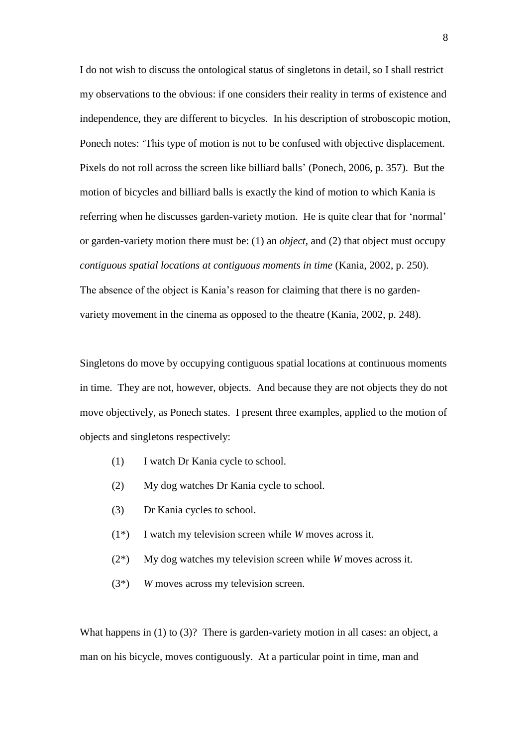I do not wish to discuss the ontological status of singletons in detail, so I shall restrict my observations to the obvious: if one considers their reality in terms of existence and independence, they are different to bicycles. In his description of stroboscopic motion, Ponech notes: 'This type of motion is not to be confused with objective displacement. Pixels do not roll across the screen like billiard balls' (Ponech, 2006, p. 357). But the motion of bicycles and billiard balls is exactly the kind of motion to which Kania is referring when he discusses garden-variety motion. He is quite clear that for 'normal' or garden-variety motion there must be: (1) an *object*, and (2) that object must occupy *contiguous spatial locations at contiguous moments in time* (Kania, 2002, p. 250). The absence of the object is Kania's reason for claiming that there is no garden-variety movement in the cinema as opposed to the theatre (Kania, 2002, p. 248).

Singletons do move by occupying contiguous spatial locations at continuous moments in time. They are not, however, objects. And because they are not objects they do not move objectively, as Ponech states. I present three examples, applied to the motion of objects and singletons respectively:

(1) I watch Dr Kania cycle to school.

(2) My dog watches Dr Kania cycle to school.

(3) Dr Kania cycles to school.

(1*) I watch my television screen while *W* moves across it.

(2*) My dog watches my television screen while *W* moves across it.

(3*) *W* moves across my television screen.

What happens in (1) to (3)? There is garden-variety motion in all cases: an object, a man on his bicycle, moves contiguously. At a particular point in time, man and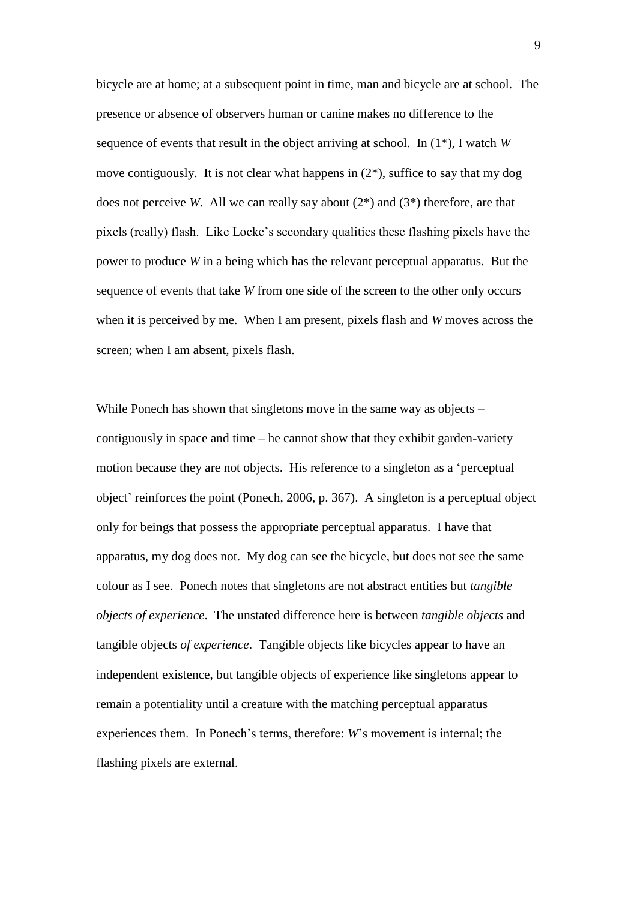bicycle are at home; at a subsequent point in time, man and bicycle are at school. The presence or absence of observers human or canine makes no difference to the sequence of events that result in the object arriving at school. In (1*), I watch *W* move contiguously. It is not clear what happens in (2*), suffice to say that my dog does not perceive *W*. All we can really say about (2*) and (3*) therefore, are that pixels (really) flash. Like Locke's secondary qualities these flashing pixels have the power to produce *W* in a being which has the relevant perceptual apparatus. But the sequence of events that take *W* from one side of the screen to the other only occurs when it is perceived by me. When I am present, pixels flash and *W* moves across the screen; when I am absent, pixels flash.

While Ponech has shown that singletons move in the same way as objects – contiguously in space and time – he cannot show that they exhibit garden-variety motion because they are not objects. His reference to a singleton as a 'perceptual object' reinforces the point (Ponech, 2006, p. 367). A singleton is a perceptual object only for beings that possess the appropriate perceptual apparatus. I have that apparatus, my dog does not. My dog can see the bicycle, but does not see the same colour as I see. Ponech notes that singletons are not abstract entities but *tangible objects of experience*. The unstated difference here is between *tangible objects* and tangible objects *of experience*. Tangible objects like bicycles appear to have an independent existence, but tangible objects of experience like singletons appear to remain a potentiality until a creature with the matching perceptual apparatus experiences them. In Ponech's terms, therefore: *W*'s movement is internal; the flashing pixels are external.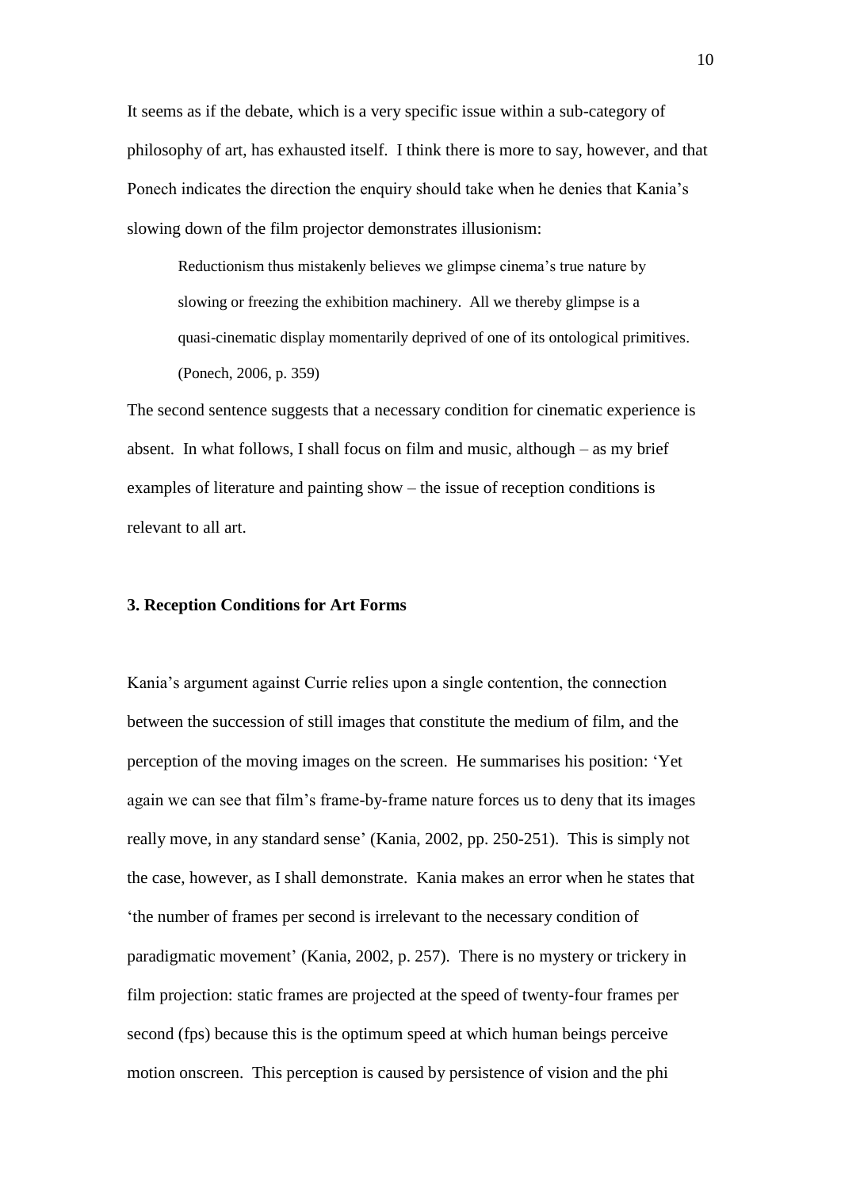It seems as if the debate, which is a very specific issue within a sub-category of philosophy of art, has exhausted itself. I think there is more to say, however, and that Ponech indicates the direction the enquiry should take when he denies that Kania's slowing down of the film projector demonstrates illusionism:

> Reductionism thus mistakenly believes we glimpse cinema's true nature by slowing or freezing the exhibition machinery. All we thereby glimpse is a quasi-cinematic display momentarily deprived of one of its ontological primitives. (Ponech, 2006, p. 359)

The second sentence suggests that a necessary condition for cinematic experience is absent. In what follows, I shall focus on film and music, although – as my brief examples of literature and painting show – the issue of reception conditions is relevant to all art.

### 3. Reception Conditions for Art Forms

Kania's argument against Currie relies upon a single contention, the connection between the succession of still images that constitute the medium of film, and the perception of the moving images on the screen. He summarises his position: 'Yet again we can see that film's frame-by-frame nature forces us to deny that its images really move, in any standard sense' (Kania, 2002, pp. 250-251). This is simply not the case, however, as I shall demonstrate. Kania makes an error when he states that 'the number of frames per second is irrelevant to the necessary condition of paradigmatic movement' (Kania, 2002, p. 257). There is no mystery or trickery in film projection: static frames are projected at the speed of twenty-four frames per second (fps) because this is the optimum speed at which human beings perceive motion onscreen. This perception is caused by persistence of vision and the phi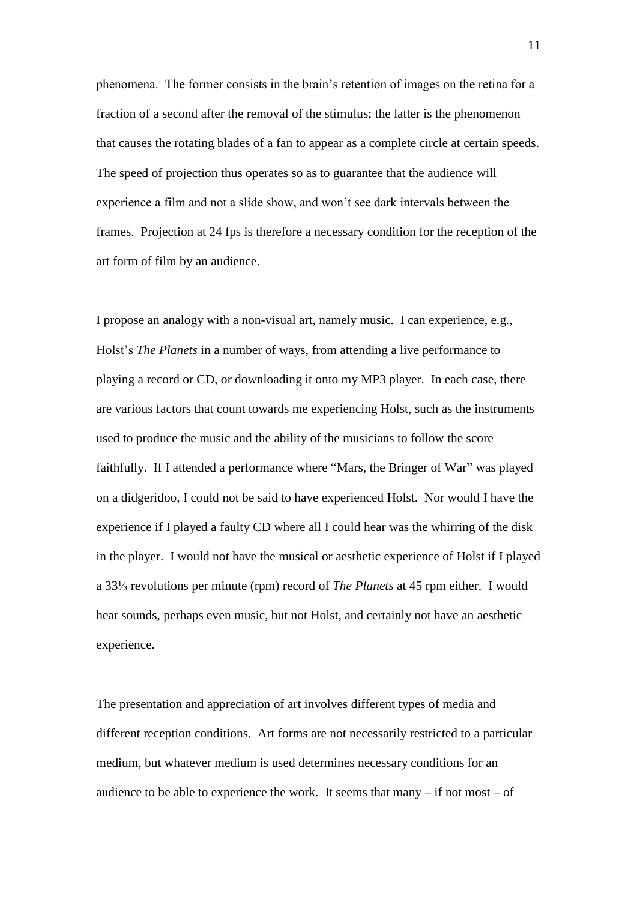phenomena. The former consists in the brain's retention of images on the retina for a fraction of a second after the removal of the stimulus; the latter is the phenomenon that causes the rotating blades of a fan to appear as a complete circle at certain speeds. The speed of projection thus operates so as to guarantee that the audience will experience a film and not a slide show, and won't see dark intervals between the frames. Projection at 24 fps is therefore a necessary condition for the reception of the art form of film by an audience.

I propose an analogy with a non-visual art, namely music. I can experience, e.g., Holst's *The Planets* in a number of ways, from attending a live performance to playing a record or CD, or downloading it onto my MP3 player. In each case, there are various factors that count towards me experiencing Holst, such as the instruments used to produce the music and the ability of the musicians to follow the score faithfully. If I attended a performance where "Mars, the Bringer of War" was played on a didgeridoo, I could not be said to have experienced Holst. Nor would I have the experience if I played a faulty CD where all I could hear was the whirring of the disk in the player. I would not have the musical or aesthetic experience of Holst if I played a 33⅓ revolutions per minute (rpm) record of *The Planets* at 45 rpm either. I would hear sounds, perhaps even music, but not Holst, and certainly not have an aesthetic experience.

The presentation and appreciation of art involves different types of media and different reception conditions. Art forms are not necessarily restricted to a particular medium, but whatever medium is used determines necessary conditions for an audience to be able to experience the work. It seems that many – if not most – of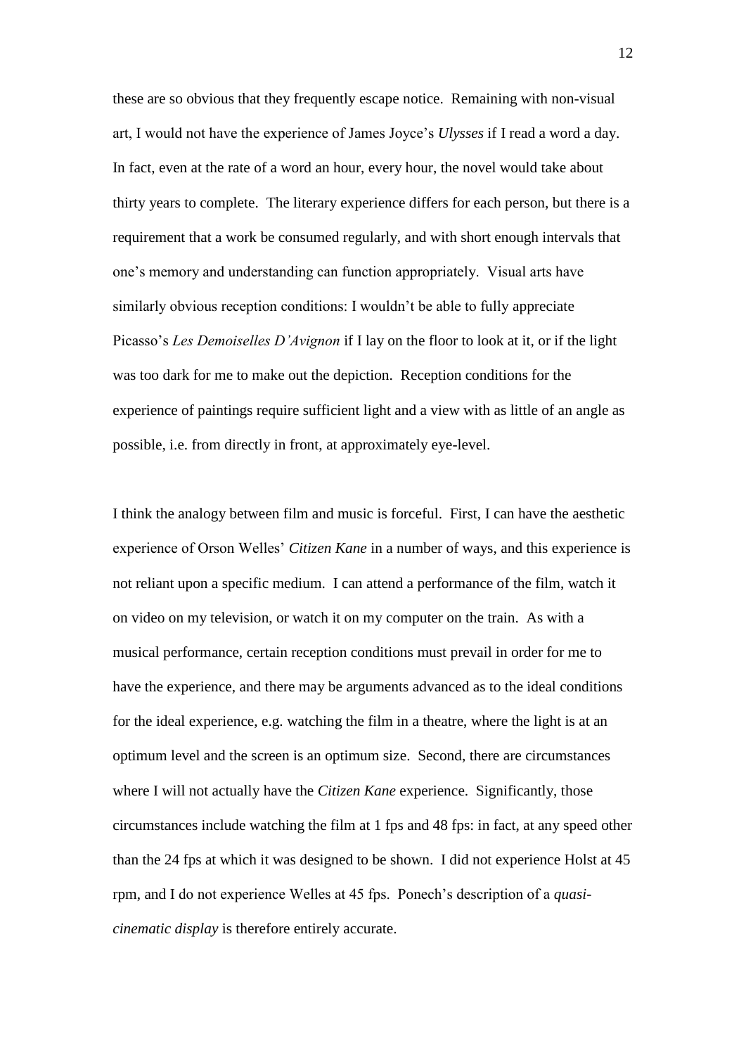these are so obvious that they frequently escape notice. Remaining with non-visual art, I would not have the experience of James Joyce's *Ulysses* if I read a word a day. In fact, even at the rate of a word an hour, every hour, the novel would take about thirty years to complete. The literary experience differs for each person, but there is a requirement that a work be consumed regularly, and with short enough intervals that one's memory and understanding can function appropriately. Visual arts have similarly obvious reception conditions: I wouldn't be able to fully appreciate Picasso's *Les Demoiselles D'Avignon* if I lay on the floor to look at it, or if the light was too dark for me to make out the depiction. Reception conditions for the experience of paintings require sufficient light and a view with as little of an angle as possible, i.e. from directly in front, at approximately eye-level.

I think the analogy between film and music is forceful. First, I can have the aesthetic experience of Orson Welles' *Citizen Kane* in a number of ways, and this experience is not reliant upon a specific medium. I can attend a performance of the film, watch it on video on my television, or watch it on my computer on the train. As with a musical performance, certain reception conditions must prevail in order for me to have the experience, and there may be arguments advanced as to the ideal conditions for the ideal experience, e.g. watching the film in a theatre, where the light is at an optimum level and the screen is an optimum size. Second, there are circumstances where I will not actually have the *Citizen Kane* experience. Significantly, those circumstances include watching the film at 1 fps and 48 fps: in fact, at any speed other than the 24 fps at which it was designed to be shown. I did not experience Holst at 45 rpm, and I do not experience Welles at 45 fps. Ponech's description of a *quasi-cinematic display* is therefore entirely accurate.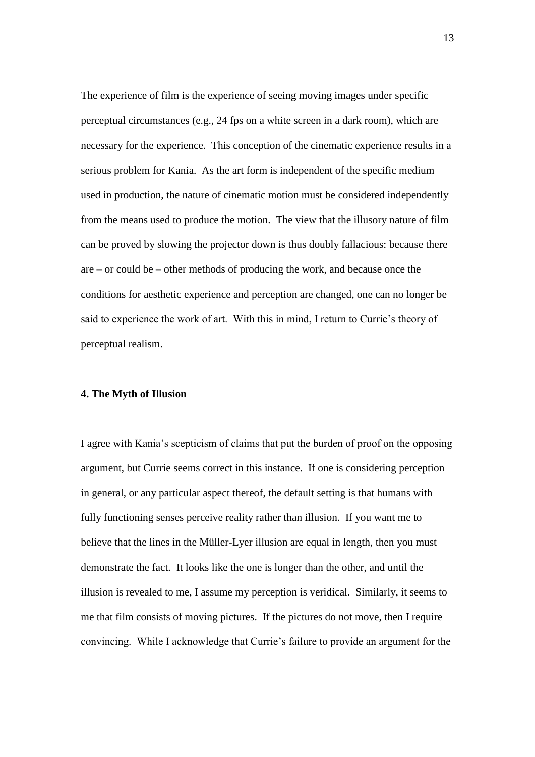The experience of film is the experience of seeing moving images under specific perceptual circumstances (e.g., 24 fps on a white screen in a dark room), which are necessary for the experience. This conception of the cinematic experience results in a serious problem for Kania. As the art form is independent of the specific medium used in production, the nature of cinematic motion must be considered independently from the means used to produce the motion. The view that the illusory nature of film can be proved by slowing the projector down is thus doubly fallacious: because there are – or could be – other methods of producing the work, and because once the conditions for aesthetic experience and perception are changed, one can no longer be said to experience the work of art. With this in mind, I return to Currie's theory of perceptual realism.

**4. The Myth of Illusion**

I agree with Kania's scepticism of claims that put the burden of proof on the opposing argument, but Currie seems correct in this instance. If one is considering perception in general, or any particular aspect thereof, the default setting is that humans with fully functioning senses perceive reality rather than illusion. If you want me to believe that the lines in the Müller-Lyer illusion are equal in length, then you must demonstrate the fact. It looks like the one is longer than the other, and until the illusion is revealed to me, I assume my perception is veridical. Similarly, it seems to me that film consists of moving pictures. If the pictures do not move, then I require convincing. While I acknowledge that Currie's failure to provide an argument for the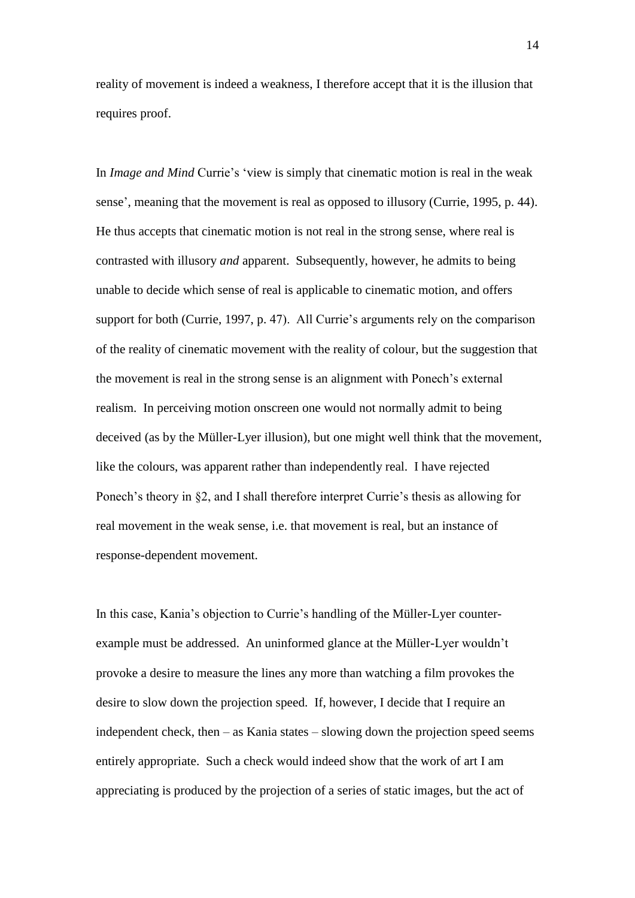reality of movement is indeed a weakness, I therefore accept that it is the illusion that requires proof.

In *Image and Mind* Currie's 'view is simply that cinematic motion is real in the weak sense', meaning that the movement is real as opposed to illusory (Currie, 1995, p. 44). He thus accepts that cinematic motion is not real in the strong sense, where real is contrasted with illusory *and* apparent. Subsequently, however, he admits to being unable to decide which sense of real is applicable to cinematic motion, and offers support for both (Currie, 1997, p. 47). All Currie's arguments rely on the comparison of the reality of cinematic movement with the reality of colour, but the suggestion that the movement is real in the strong sense is an alignment with Ponech's external realism. In perceiving motion onscreen one would not normally admit to being deceived (as by the Müller-Lyer illusion), but one might well think that the movement, like the colours, was apparent rather than independently real. I have rejected Ponech's theory in §2, and I shall therefore interpret Currie's thesis as allowing for real movement in the weak sense, i.e. that movement is real, but an instance of response-dependent movement.

In this case, Kania's objection to Currie's handling of the Müller-Lyer counter-example must be addressed. An uninformed glance at the Müller-Lyer wouldn't provoke a desire to measure the lines any more than watching a film provokes the desire to slow down the projection speed. If, however, I decide that I require an independent check, then – as Kania states – slowing down the projection speed seems entirely appropriate. Such a check would indeed show that the work of art I am appreciating is produced by the projection of a series of static images, but the act of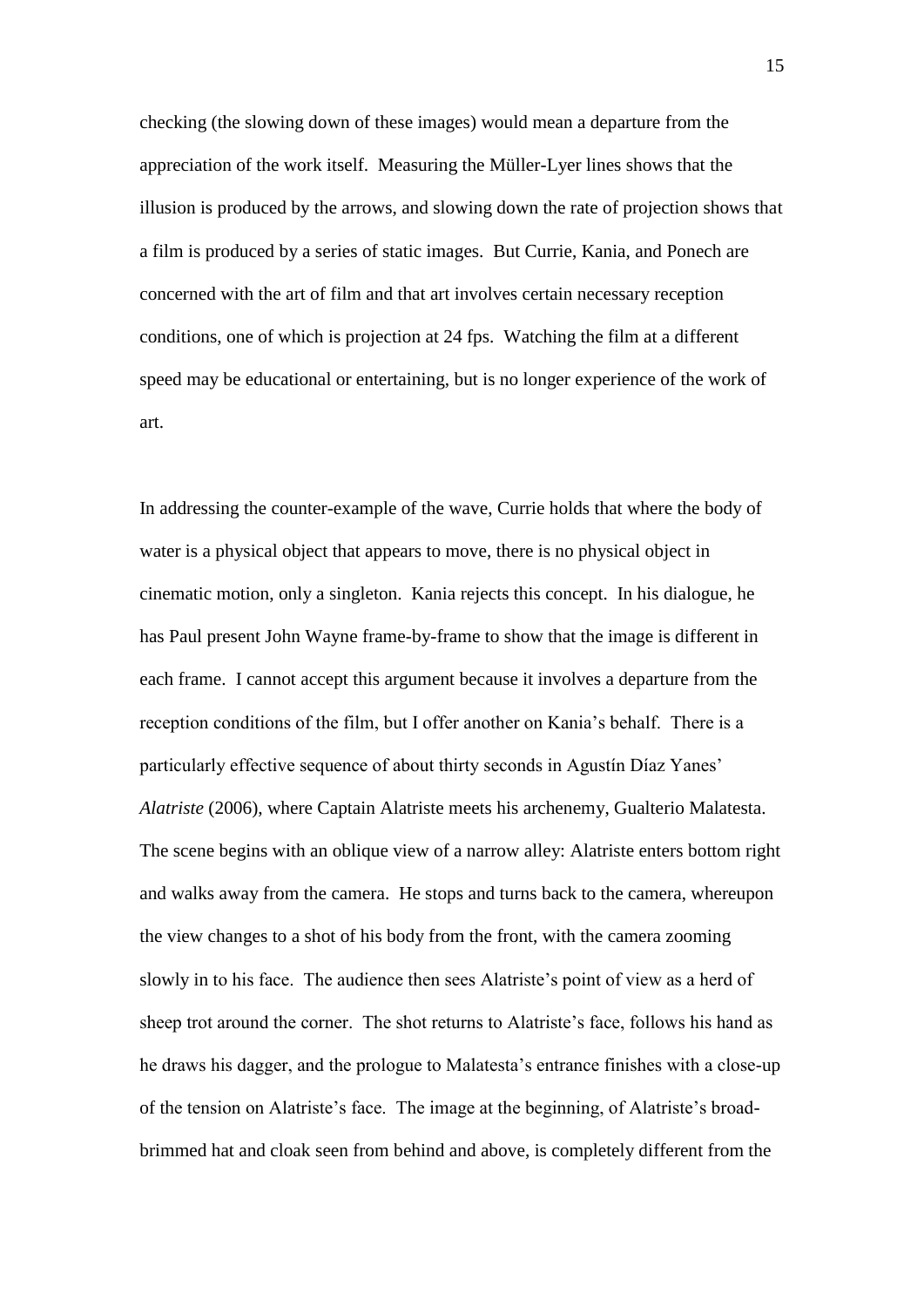checking (the slowing down of these images) would mean a departure from the appreciation of the work itself. Measuring the Müller-Lyer lines shows that the illusion is produced by the arrows, and slowing down the rate of projection shows that a film is produced by a series of static images. But Currie, Kania, and Ponech are concerned with the art of film and that art involves certain necessary reception conditions, one of which is projection at 24 fps. Watching the film at a different speed may be educational or entertaining, but is no longer experience of the work of art.

In addressing the counter-example of the wave, Currie holds that where the body of water is a physical object that appears to move, there is no physical object in cinematic motion, only a singleton. Kania rejects this concept. In his dialogue, he has Paul present John Wayne frame-by-frame to show that the image is different in each frame. I cannot accept this argument because it involves a departure from the reception conditions of the film, but I offer another on Kania's behalf. There is a particularly effective sequence of about thirty seconds in Agustín Díaz Yanes' *Alatriste* (2006), where Captain Alatriste meets his archenemy, Gualterio Malatesta. The scene begins with an oblique view of a narrow alley: Alatriste enters bottom right and walks away from the camera. He stops and turns back to the camera, whereupon the view changes to a shot of his body from the front, with the camera zooming slowly in to his face. The audience then sees Alatriste's point of view as a herd of sheep trot around the corner. The shot returns to Alatriste's face, follows his hand as he draws his dagger, and the prologue to Malatesta's entrance finishes with a close-up of the tension on Alatriste's face. The image at the beginning, of Alatriste's broad-brimmed hat and cloak seen from behind and above, is completely different from the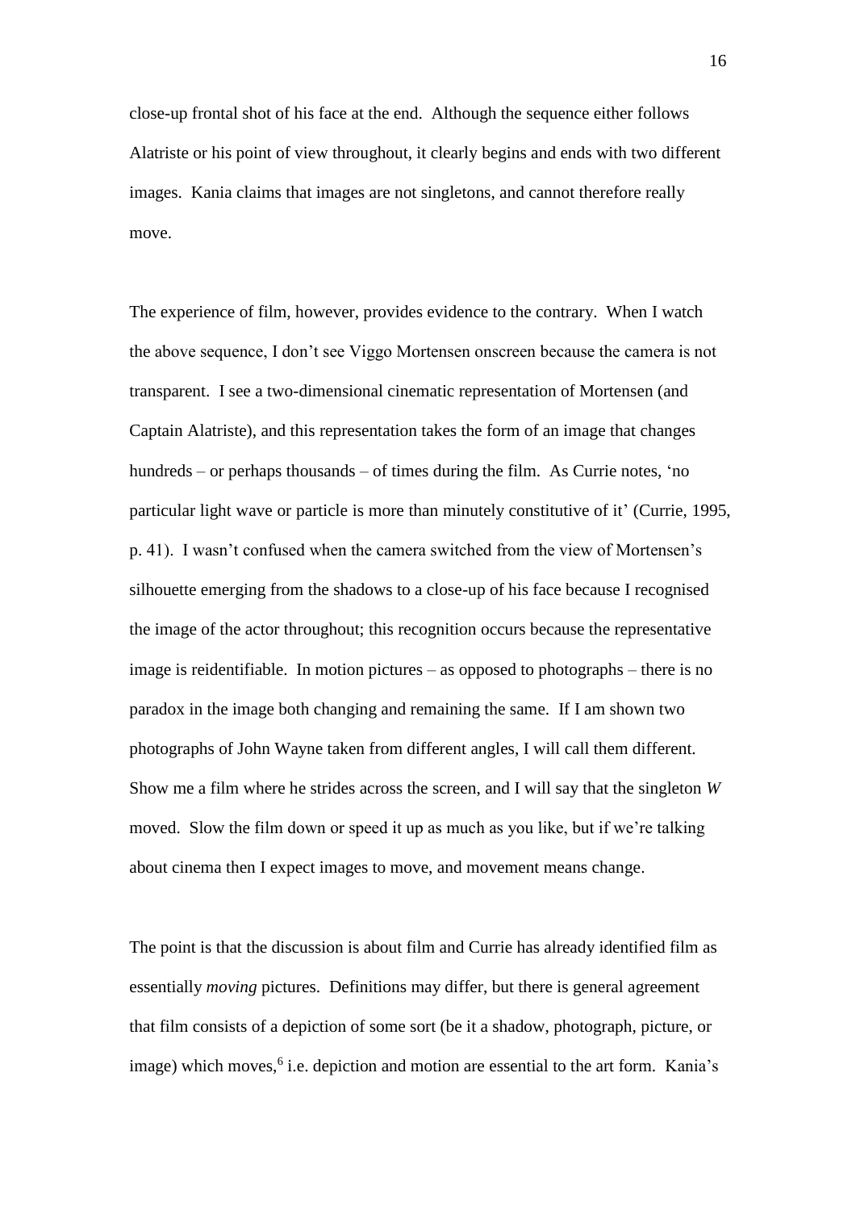close-up frontal shot of his face at the end. Although the sequence either follows Alatriste or his point of view throughout, it clearly begins and ends with two different images. Kania claims that images are not singletons, and cannot therefore really move.

The experience of film, however, provides evidence to the contrary. When I watch the above sequence, I don't see Viggo Mortensen onscreen because the camera is not transparent. I see a two-dimensional cinematic representation of Mortensen (and Captain Alatriste), and this representation takes the form of an image that changes hundreds – or perhaps thousands – of times during the film. As Currie notes, 'no particular light wave or particle is more than minutely constitutive of it' (Currie, 1995, p. 41). I wasn't confused when the camera switched from the view of Mortensen's silhouette emerging from the shadows to a close-up of his face because I recognised the image of the actor throughout; this recognition occurs because the representative image is reidentifiable. In motion pictures – as opposed to photographs – there is no paradox in the image both changing and remaining the same. If I am shown two photographs of John Wayne taken from different angles, I will call them different. Show me a film where he strides across the screen, and I will say that the singleton *W* moved. Slow the film down or speed it up as much as you like, but if we're talking about cinema then I expect images to move, and movement means change.

The point is that the discussion is about film and Currie has already identified film as essentially *moving* pictures. Definitions may differ, but there is general agreement that film consists of a depiction of some sort (be it a shadow, photograph, picture, or image) which moves,[6] i.e. depiction and motion are essential to the art form. Kania's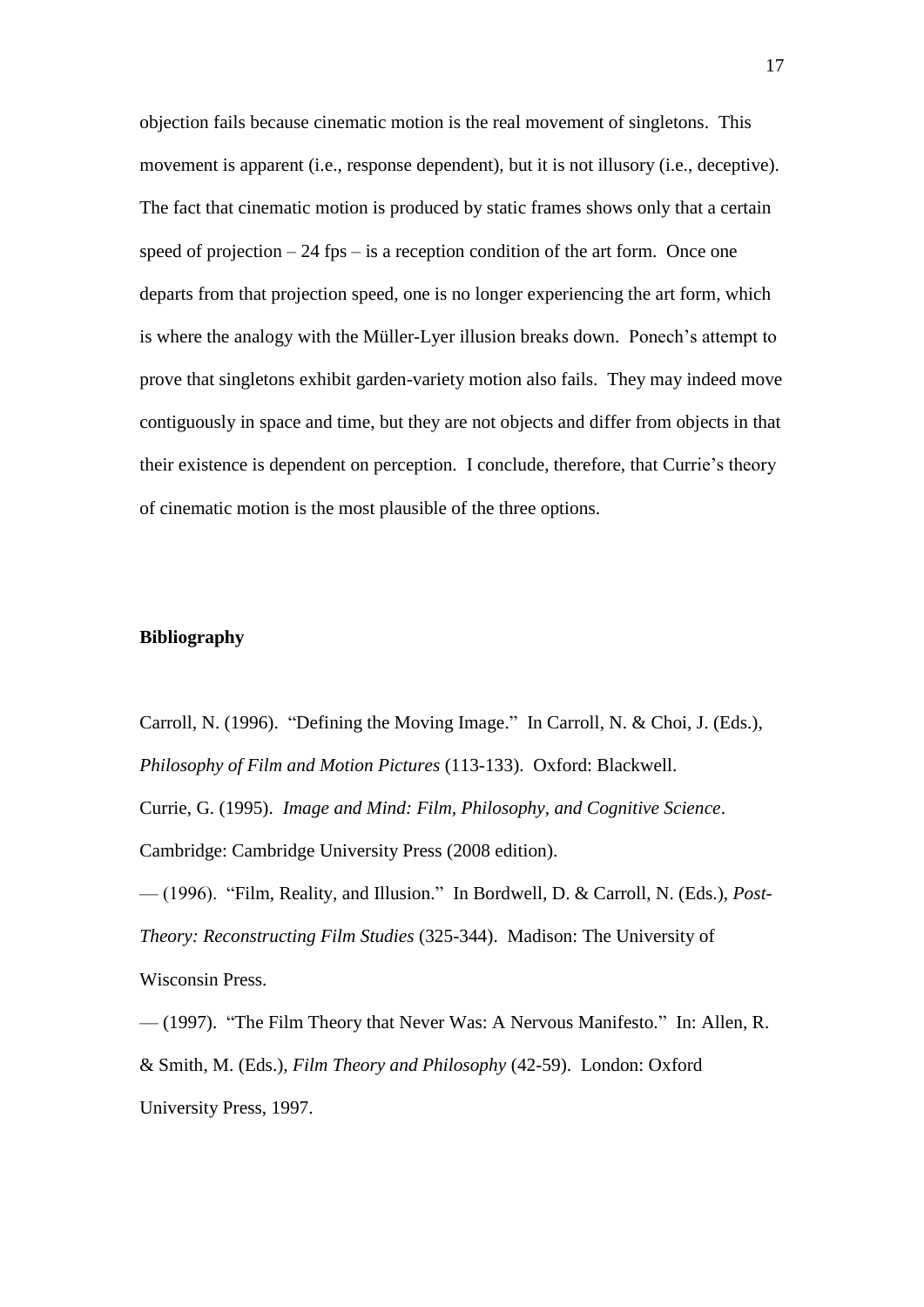objection fails because cinematic motion is the real movement of singletons. This movement is apparent (i.e., response dependent), but it is not illusory (i.e., deceptive). The fact that cinematic motion is produced by static frames shows only that a certain speed of projection – 24 fps – is a reception condition of the art form. Once one departs from that projection speed, one is no longer experiencing the art form, which is where the analogy with the Müller-Lyer illusion breaks down. Ponech's attempt to prove that singletons exhibit garden-variety motion also fails. They may indeed move contiguously in space and time, but they are not objects and differ from objects in that their existence is dependent on perception. I conclude, therefore, that Currie's theory of cinematic motion is the most plausible of the three options.

## Bibliography

Carroll, N. (1996). "Defining the Moving Image." In Carroll, N. & Choi, J. (Eds.), *Philosophy of Film and Motion Pictures* (113-133). Oxford: Blackwell.

Currie, G. (1995). *Image and Mind: Film, Philosophy, and Cognitive Science*. Cambridge: Cambridge University Press (2008 edition).

— (1996). "Film, Reality, and Illusion." In Bordwell, D. & Carroll, N. (Eds.), *Post-Theory: Reconstructing Film Studies* (325-344). Madison: The University of Wisconsin Press.

— (1997). "The Film Theory that Never Was: A Nervous Manifesto." In: Allen, R. & Smith, M. (Eds.), *Film Theory and Philosophy* (42-59). London: Oxford University Press, 1997.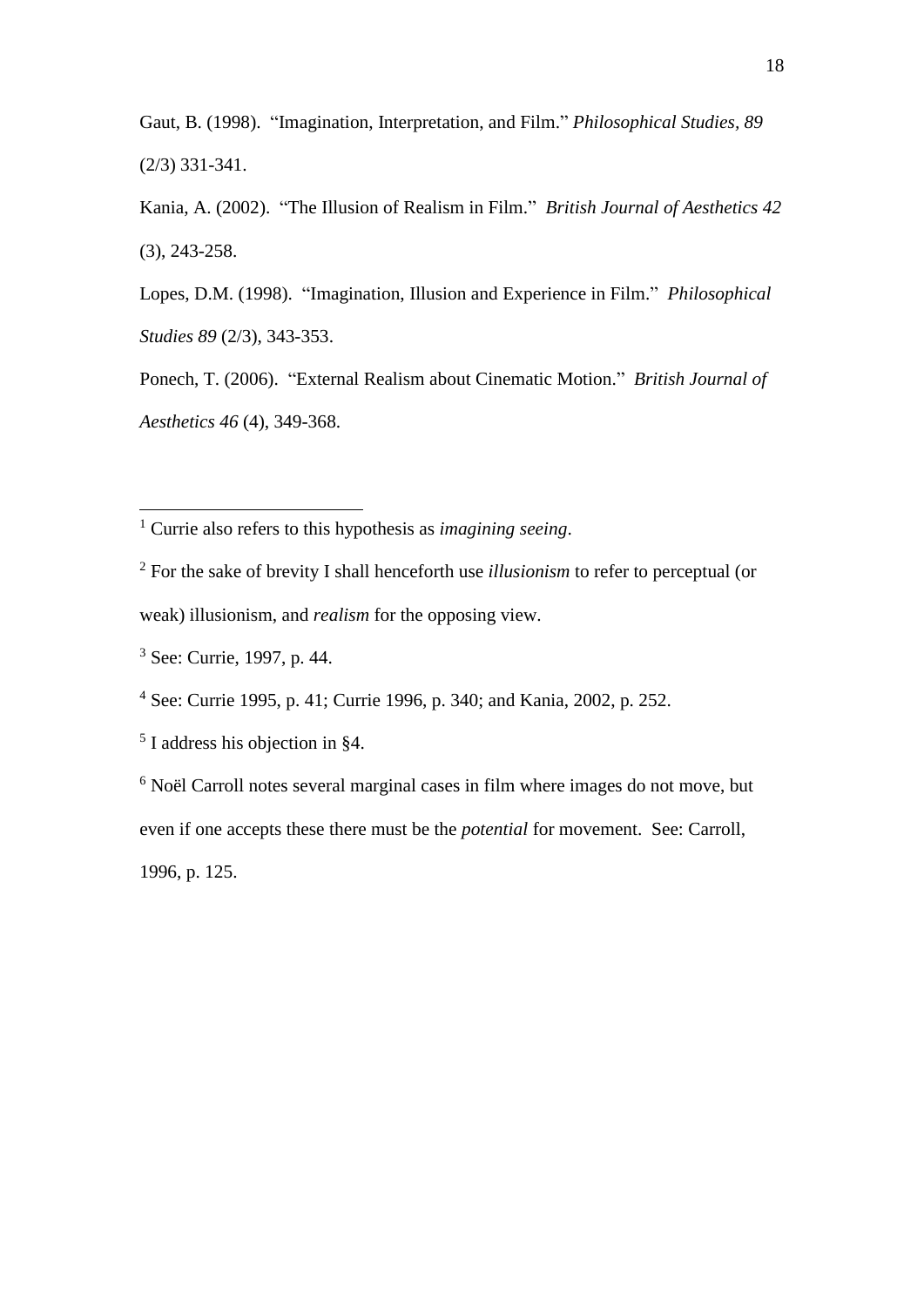Gaut, B. (1998). "Imagination, Interpretation, and Film." *Philosophical Studies, 89* (2/3) 331-341.

Kania, A. (2002). "The Illusion of Realism in Film." *British Journal of Aesthetics 42* (3), 243-258.

Lopes, D.M. (1998). "Imagination, Illusion and Experience in Film." *Philosophical Studies 89* (2/3), 343-353.

Ponech, T. (2006). "External Realism about Cinematic Motion." *British Journal of Aesthetics 46* (4), 349-368.

---

[1] Currie also refers to this hypothesis as *imagining seeing*.

[2] For the sake of brevity I shall henceforth use *illusionism* to refer to perceptual (or weak) illusionism, and *realism* for the opposing view.

[3] See: Currie, 1997, p. 44.

[4] See: Currie 1995, p. 41; Currie 1996, p. 340; and Kania, 2002, p. 252.

[5] I address his objection in §4.

[6] Noël Carroll notes several marginal cases in film where images do not move, but even if one accepts these there must be the *potential* for movement. See: Carroll, 1996, p. 125.